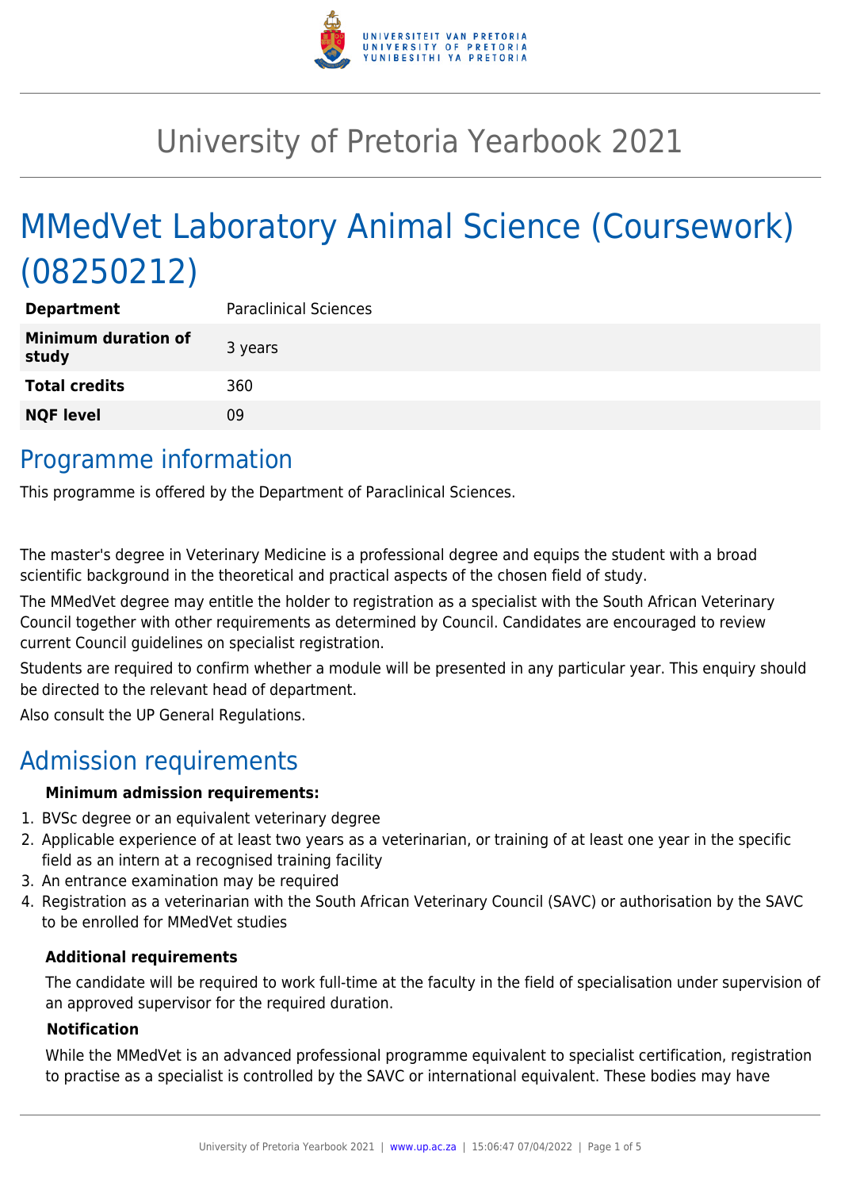# University of Pretoria Yearbook 2021

# MMedVet Laboratory Animal Science (Coursework) (08250212)

| | |
|---|---|
| **Department** | Paraclinical Sciences |
| **Minimum duration of study** | 3 years |
| **Total credits** | 360 |
| **NQF level** | 09 |

## Programme information

This programme is offered by the Department of Paraclinical Sciences.

The master's degree in Veterinary Medicine is a professional degree and equips the student with a broad scientific background in the theoretical and practical aspects of the chosen field of study.

The MMedVet degree may entitle the holder to registration as a specialist with the South African Veterinary Council together with other requirements as determined by Council. Candidates are encouraged to review current Council guidelines on specialist registration.

Students are required to confirm whether a module will be presented in any particular year. This enquiry should be directed to the relevant head of department.

Also consult the UP General Regulations.

## Admission requirements

**Minimum admission requirements:**

1. BVSc degree or an equivalent veterinary degree
2. Applicable experience of at least two years as a veterinarian, or training of at least one year in the specific field as an intern at a recognised training facility
3. An entrance examination may be required
4. Registration as a veterinarian with the South African Veterinary Council (SAVC) or authorisation by the SAVC to be enrolled for MMedVet studies

**Additional requirements**

The candidate will be required to work full-time at the faculty in the field of specialisation under supervision of an approved supervisor for the required duration.

**Notification**

While the MMedVet is an advanced professional programme equivalent to specialist certification, registration to practise as a specialist is controlled by the SAVC or international equivalent. These bodies may have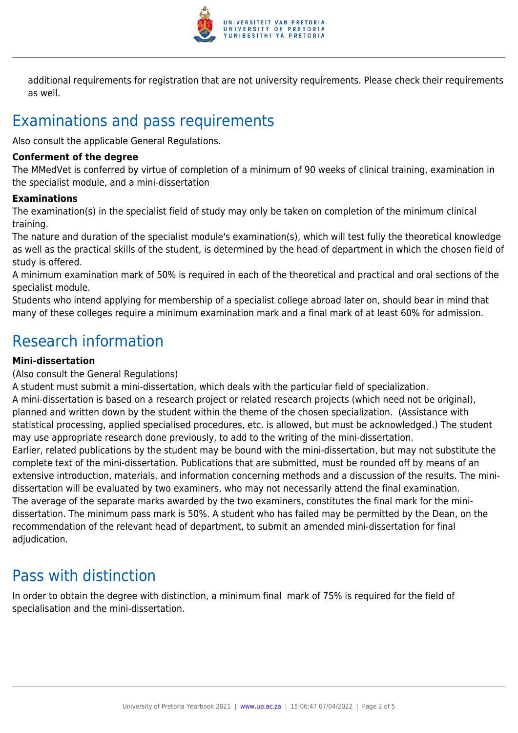additional requirements for registration that are not university requirements. Please check their requirements as well.

## Examinations and pass requirements

Also consult the applicable General Regulations.

**Conferment of the degree**

The MMedVet is conferred by virtue of completion of a minimum of 90 weeks of clinical training, examination in the specialist module, and a mini-dissertation

**Examinations**

The examination(s) in the specialist field of study may only be taken on completion of the minimum clinical training.

The nature and duration of the specialist module's examination(s), which will test fully the theoretical knowledge as well as the practical skills of the student, is determined by the head of department in which the chosen field of study is offered.

A minimum examination mark of 50% is required in each of the theoretical and practical and oral sections of the specialist module.

Students who intend applying for membership of a specialist college abroad later on, should bear in mind that many of these colleges require a minimum examination mark and a final mark of at least 60% for admission.

## Research information

**Mini-dissertation**

(Also consult the General Regulations)

A student must submit a mini-dissertation, which deals with the particular field of specialization.

A mini-dissertation is based on a research project or related research projects (which need not be original), planned and written down by the student within the theme of the chosen specialization. (Assistance with statistical processing, applied specialised procedures, etc. is allowed, but must be acknowledged.) The student may use appropriate research done previously, to add to the writing of the mini-dissertation.

Earlier, related publications by the student may be bound with the mini-dissertation, but may not substitute the complete text of the mini-dissertation. Publications that are submitted, must be rounded off by means of an extensive introduction, materials, and information concerning methods and a discussion of the results. The mini-dissertation will be evaluated by two examiners, who may not necessarily attend the final examination.

The average of the separate marks awarded by the two examiners, constitutes the final mark for the mini-dissertation. The minimum pass mark is 50%. A student who has failed may be permitted by the Dean, on the recommendation of the relevant head of department, to submit an amended mini-dissertation for final adjudication.

## Pass with distinction

In order to obtain the degree with distinction, a minimum final mark of 75% is required for the field of specialisation and the mini-dissertation.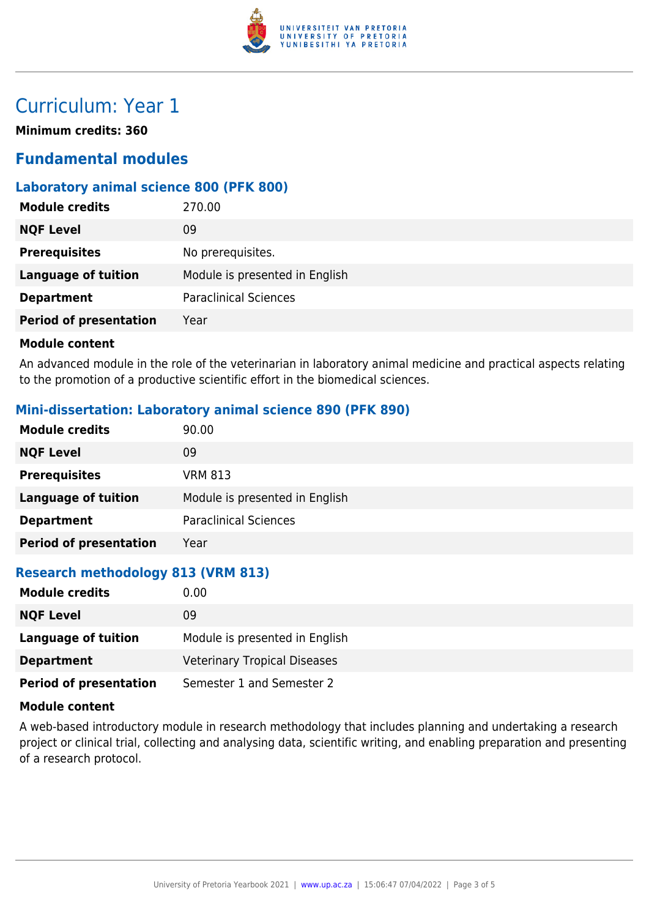# Curriculum: Year 1

**Minimum credits: 360**

## Fundamental modules

### Laboratory animal science 800 (PFK 800)

| | |
|---|---|
| **Module credits** | 270.00 |
| **NQF Level** | 09 |
| **Prerequisites** | No prerequisites. |
| **Language of tuition** | Module is presented in English |
| **Department** | Paraclinical Sciences |
| **Period of presentation** | Year |

**Module content**

An advanced module in the role of the veterinarian in laboratory animal medicine and practical aspects relating to the promotion of a productive scientific effort in the biomedical sciences.

### Mini-dissertation: Laboratory animal science 890 (PFK 890)

| | |
|---|---|
| **Module credits** | 90.00 |
| **NQF Level** | 09 |
| **Prerequisites** | VRM 813 |
| **Language of tuition** | Module is presented in English |
| **Department** | Paraclinical Sciences |
| **Period of presentation** | Year |

### Research methodology 813 (VRM 813)

| | |
|---|---|
| **Module credits** | 0.00 |
| **NQF Level** | 09 |
| **Language of tuition** | Module is presented in English |
| **Department** | Veterinary Tropical Diseases |
| **Period of presentation** | Semester 1 and Semester 2 |

**Module content**

A web-based introductory module in research methodology that includes planning and undertaking a research project or clinical trial, collecting and analysing data, scientific writing, and enabling preparation and presenting of a research protocol.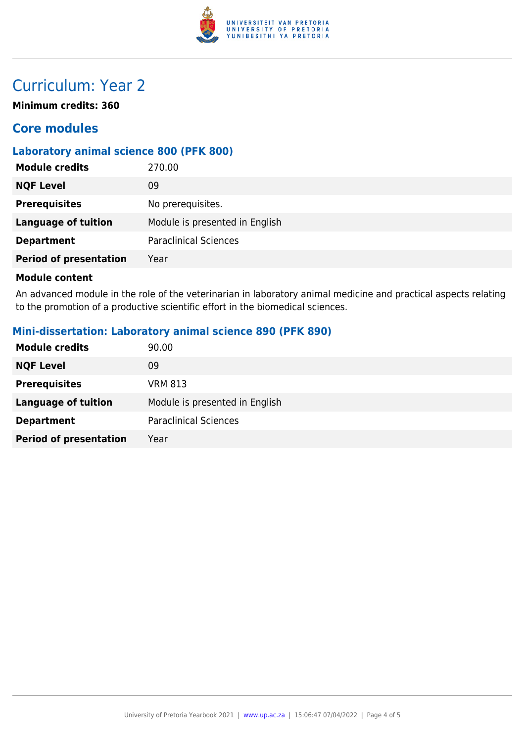# Curriculum: Year 2

**Minimum credits: 360**

## Core modules

### Laboratory animal science 800 (PFK 800)

| | |
|---|---|
| **Module credits** | 270.00 |
| **NQF Level** | 09 |
| **Prerequisites** | No prerequisites. |
| **Language of tuition** | Module is presented in English |
| **Department** | Paraclinical Sciences |
| **Period of presentation** | Year |

**Module content**

An advanced module in the role of the veterinarian in laboratory animal medicine and practical aspects relating to the promotion of a productive scientific effort in the biomedical sciences.

### Mini-dissertation: Laboratory animal science 890 (PFK 890)

| | |
|---|---|
| **Module credits** | 90.00 |
| **NQF Level** | 09 |
| **Prerequisites** | VRM 813 |
| **Language of tuition** | Module is presented in English |
| **Department** | Paraclinical Sciences |
| **Period of presentation** | Year |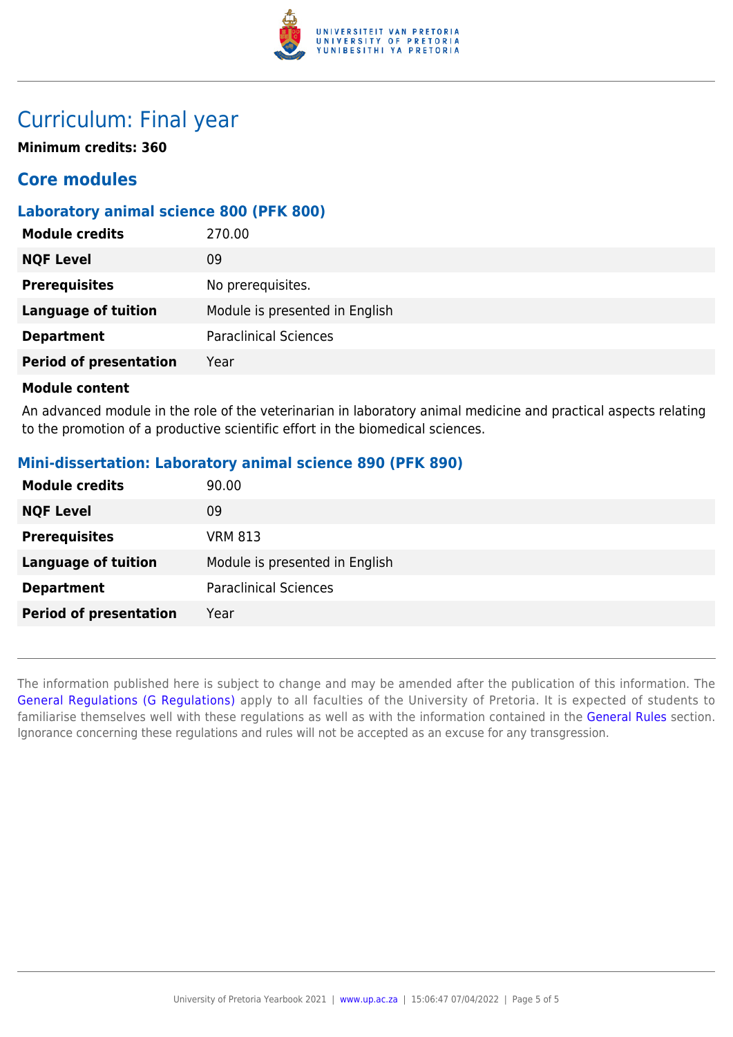# Curriculum: Final year

**Minimum credits: 360**

## Core modules

### Laboratory animal science 800 (PFK 800)

| | |
|---|---|
| **Module credits** | 270.00 |
| **NQF Level** | 09 |
| **Prerequisites** | No prerequisites. |
| **Language of tuition** | Module is presented in English |
| **Department** | Paraclinical Sciences |
| **Period of presentation** | Year |

**Module content**

An advanced module in the role of the veterinarian in laboratory animal medicine and practical aspects relating to the promotion of a productive scientific effort in the biomedical sciences.

### Mini-dissertation: Laboratory animal science 890 (PFK 890)

| | |
|---|---|
| **Module credits** | 90.00 |
| **NQF Level** | 09 |
| **Prerequisites** | VRM 813 |
| **Language of tuition** | Module is presented in English |
| **Department** | Paraclinical Sciences |
| **Period of presentation** | Year |

The information published here is subject to change and may be amended after the publication of this information. The General Regulations (G Regulations) apply to all faculties of the University of Pretoria. It is expected of students to familiarise themselves well with these regulations as well as with the information contained in the General Rules section. Ignorance concerning these regulations and rules will not be accepted as an excuse for any transgression.